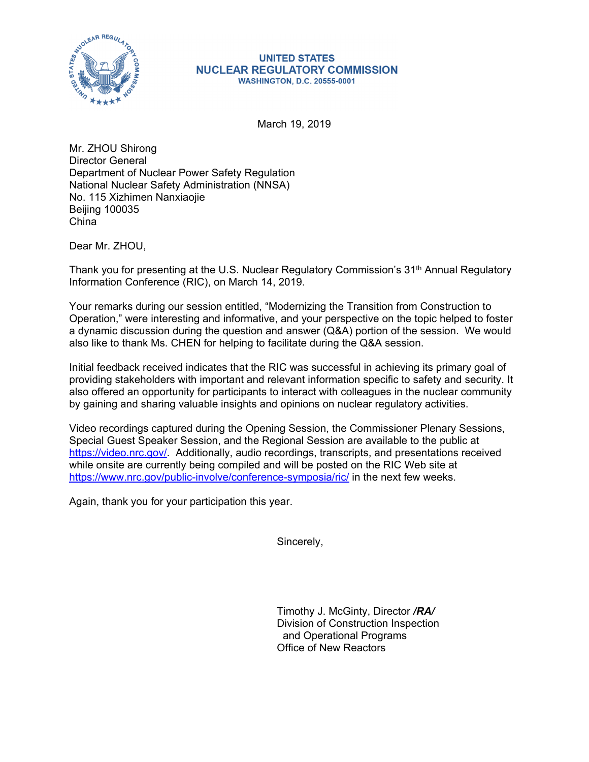UNITED STATES
NUCLEAR REGULATORY COMMISSION
WASHINGTON, D.C. 20555-0001

March 19, 2019

Mr. ZHOU Shirong
Director General
Department of Nuclear Power Safety Regulation
National Nuclear Safety Administration (NNSA)
No. 115 Xizhimen Nanxiaojie
Beijing 100035
China

Dear Mr. ZHOU,

Thank you for presenting at the U.S. Nuclear Regulatory Commission's 31st Annual Regulatory Information Conference (RIC), on March 14, 2019.

Your remarks during our session entitled, "Modernizing the Transition from Construction to Operation," were interesting and informative, and your perspective on the topic helped to foster a dynamic discussion during the question and answer (Q&A) portion of the session. We would also like to thank Ms. CHEN for helping to facilitate during the Q&A session.

Initial feedback received indicates that the RIC was successful in achieving its primary goal of providing stakeholders with important and relevant information specific to safety and security. It also offered an opportunity for participants to interact with colleagues in the nuclear community by gaining and sharing valuable insights and opinions on nuclear regulatory activities.

Video recordings captured during the Opening Session, the Commissioner Plenary Sessions, Special Guest Speaker Session, and the Regional Session are available to the public at https://video.nrc.gov/. Additionally, audio recordings, transcripts, and presentations received while onsite are currently being compiled and will be posted on the RIC Web site at https://www.nrc.gov/public-involve/conference-symposia/ric/ in the next few weeks.

Again, thank you for your participation this year.

Sincerely,

Timothy J. McGinty, Director ***/RA/***
Division of Construction Inspection
and Operational Programs
Office of New Reactors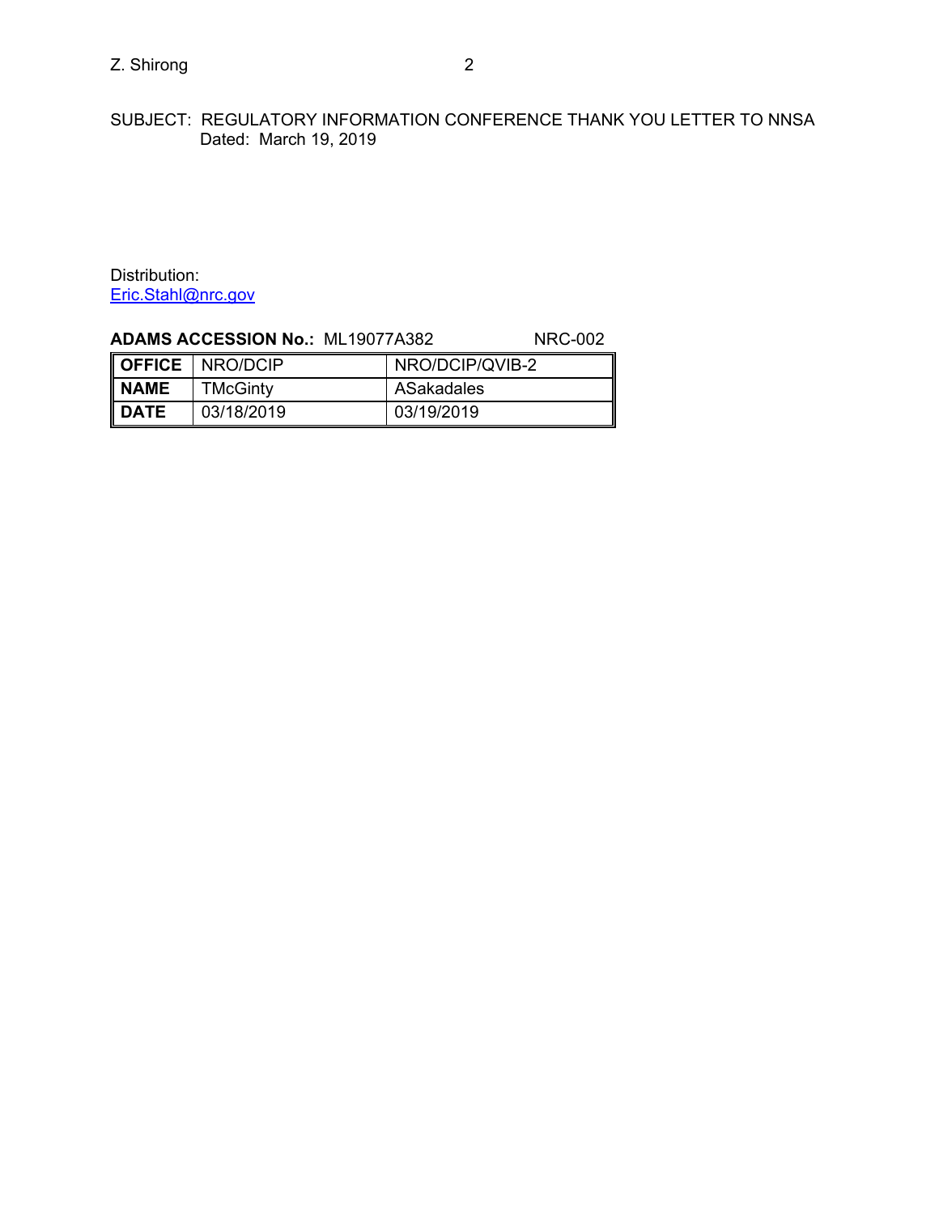SUBJECT: REGULATORY INFORMATION CONFERENCE THANK YOU LETTER TO NNSA
Dated: March 19, 2019

Distribution:
Eric.Stahl@nrc.gov

**ADAMS ACCESSION No.:** ML19077A382 NRC-002

| | | |
|---|---|---|
| **OFFICE** | NRO/DCIP | NRO/DCIP/QVIB-2 |
| **NAME** | TMcGinty | ASakadales |
| **DATE** | 03/18/2019 | 03/19/2019 |